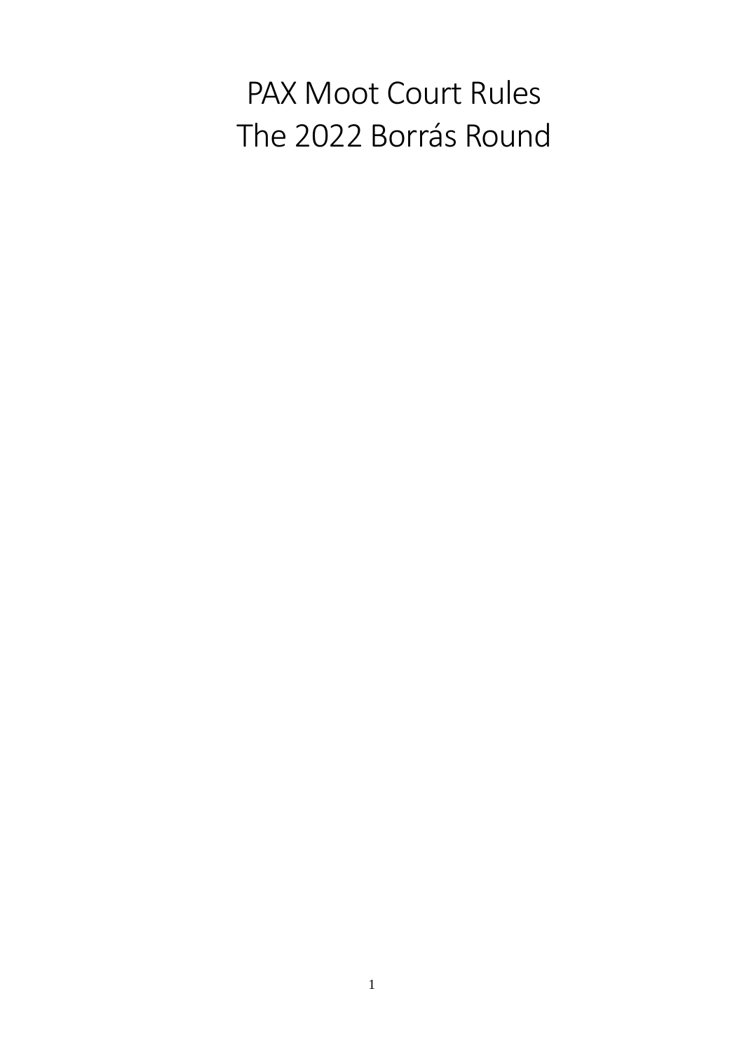# PAX Moot Court Rules
# The 2022 Borrás Round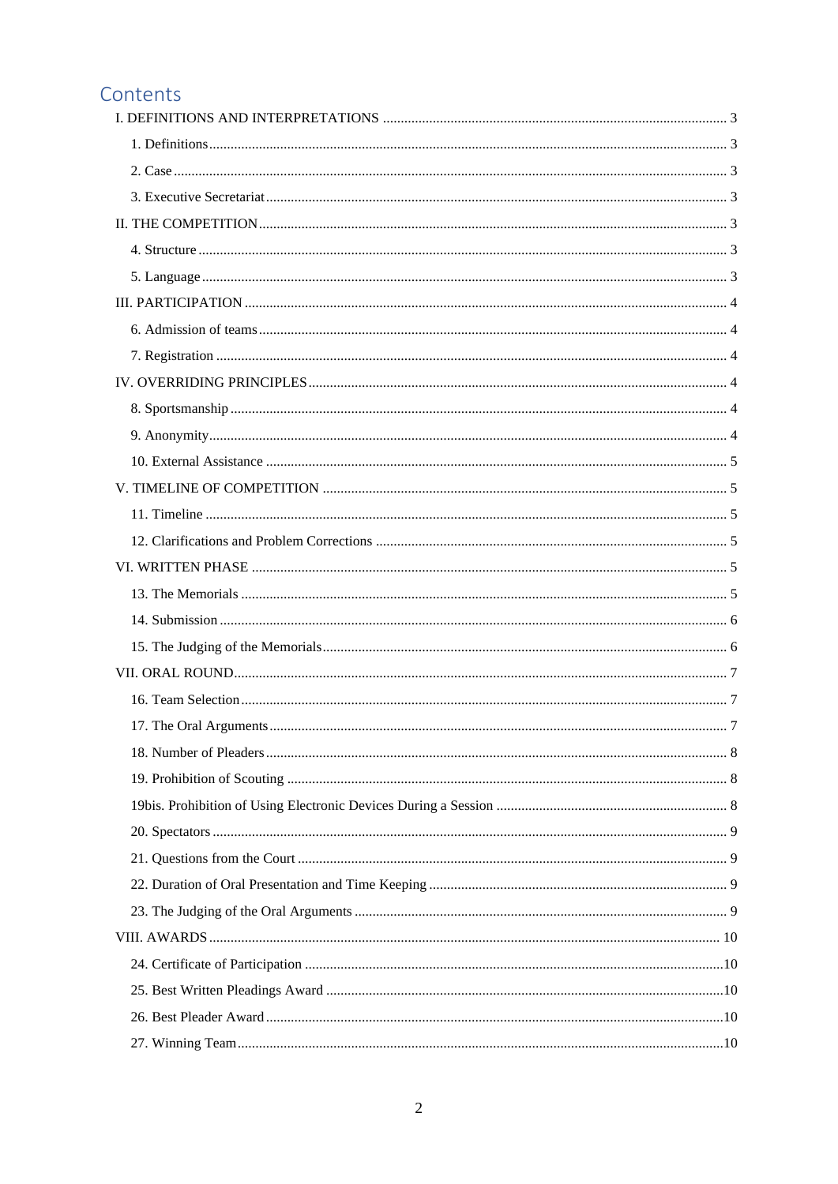# Contents

I. DEFINITIONS AND INTERPRETATIONS ..... 3

- 1. Definitions ..... 3
- 2. Case ..... 3
- 3. Executive Secretariat ..... 3

II. THE COMPETITION ..... 3

- 4. Structure ..... 3
- 5. Language ..... 3

III. PARTICIPATION ..... 4

- 6. Admission of teams ..... 4
- 7. Registration ..... 4

IV. OVERRIDING PRINCIPLES ..... 4

- 8. Sportsmanship ..... 4
- 9. Anonymity ..... 4
- 10. External Assistance ..... 5

V. TIMELINE OF COMPETITION ..... 5

- 11. Timeline ..... 5
- 12. Clarifications and Problem Corrections ..... 5

VI. WRITTEN PHASE ..... 5

- 13. The Memorials ..... 5
- 14. Submission ..... 6
- 15. The Judging of the Memorials ..... 6

VII. ORAL ROUND ..... 7

- 16. Team Selection ..... 7
- 17. The Oral Arguments ..... 7
- 18. Number of Pleaders ..... 8
- 19. Prohibition of Scouting ..... 8
- 19bis. Prohibition of Using Electronic Devices During a Session ..... 8
- 20. Spectators ..... 9
- 21. Questions from the Court ..... 9
- 22. Duration of Oral Presentation and Time Keeping ..... 9
- 23. The Judging of the Oral Arguments ..... 9

VIII. AWARDS ..... 10

- 24. Certificate of Participation ..... 10
- 25. Best Written Pleadings Award ..... 10
- 26. Best Pleader Award ..... 10
- 27. Winning Team ..... 10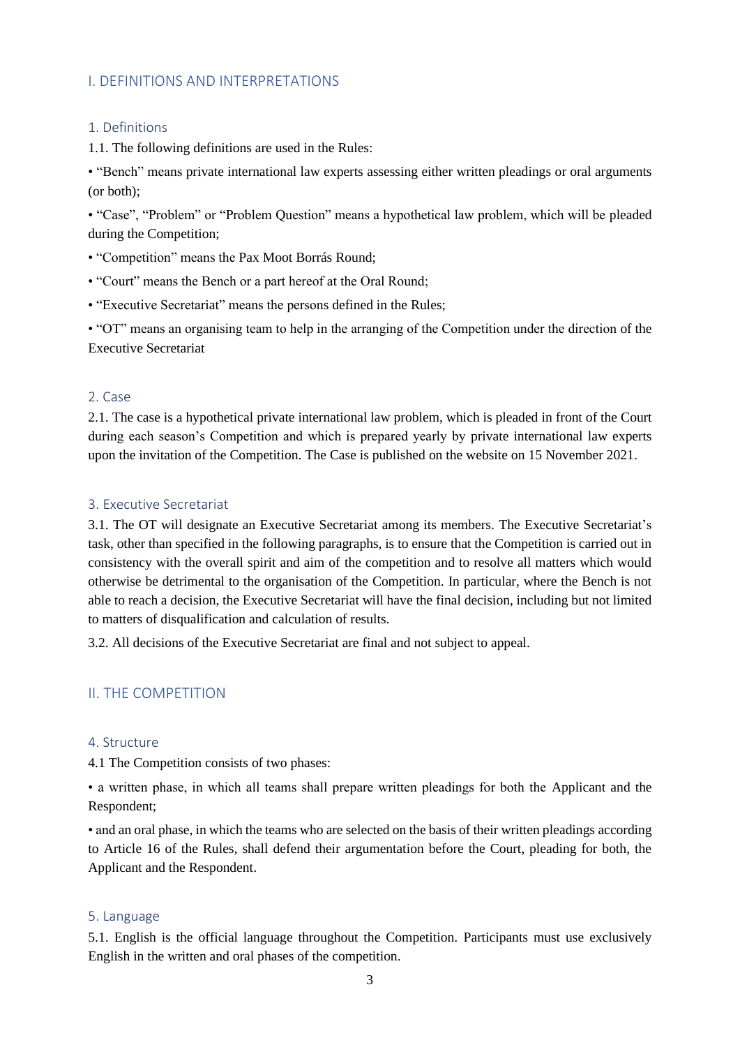## I. DEFINITIONS AND INTERPRETATIONS

### 1. Definitions

1.1. The following definitions are used in the Rules:

• "Bench" means private international law experts assessing either written pleadings or oral arguments (or both);

• "Case", "Problem" or "Problem Question" means a hypothetical law problem, which will be pleaded during the Competition;

• "Competition" means the Pax Moot Borrás Round;

• "Court" means the Bench or a part hereof at the Oral Round;

• "Executive Secretariat" means the persons defined in the Rules;

• "OT" means an organising team to help in the arranging of the Competition under the direction of the Executive Secretariat

### 2. Case

2.1. The case is a hypothetical private international law problem, which is pleaded in front of the Court during each season's Competition and which is prepared yearly by private international law experts upon the invitation of the Competition. The Case is published on the website on 15 November 2021.

### 3. Executive Secretariat

3.1. The OT will designate an Executive Secretariat among its members. The Executive Secretariat's task, other than specified in the following paragraphs, is to ensure that the Competition is carried out in consistency with the overall spirit and aim of the competition and to resolve all matters which would otherwise be detrimental to the organisation of the Competition. In particular, where the Bench is not able to reach a decision, the Executive Secretariat will have the final decision, including but not limited to matters of disqualification and calculation of results.

3.2. All decisions of the Executive Secretariat are final and not subject to appeal.

## II. THE COMPETITION

### 4. Structure

4.1 The Competition consists of two phases:

• a written phase, in which all teams shall prepare written pleadings for both the Applicant and the Respondent;

• and an oral phase, in which the teams who are selected on the basis of their written pleadings according to Article 16 of the Rules, shall defend their argumentation before the Court, pleading for both, the Applicant and the Respondent.

### 5. Language

5.1. English is the official language throughout the Competition. Participants must use exclusively English in the written and oral phases of the competition.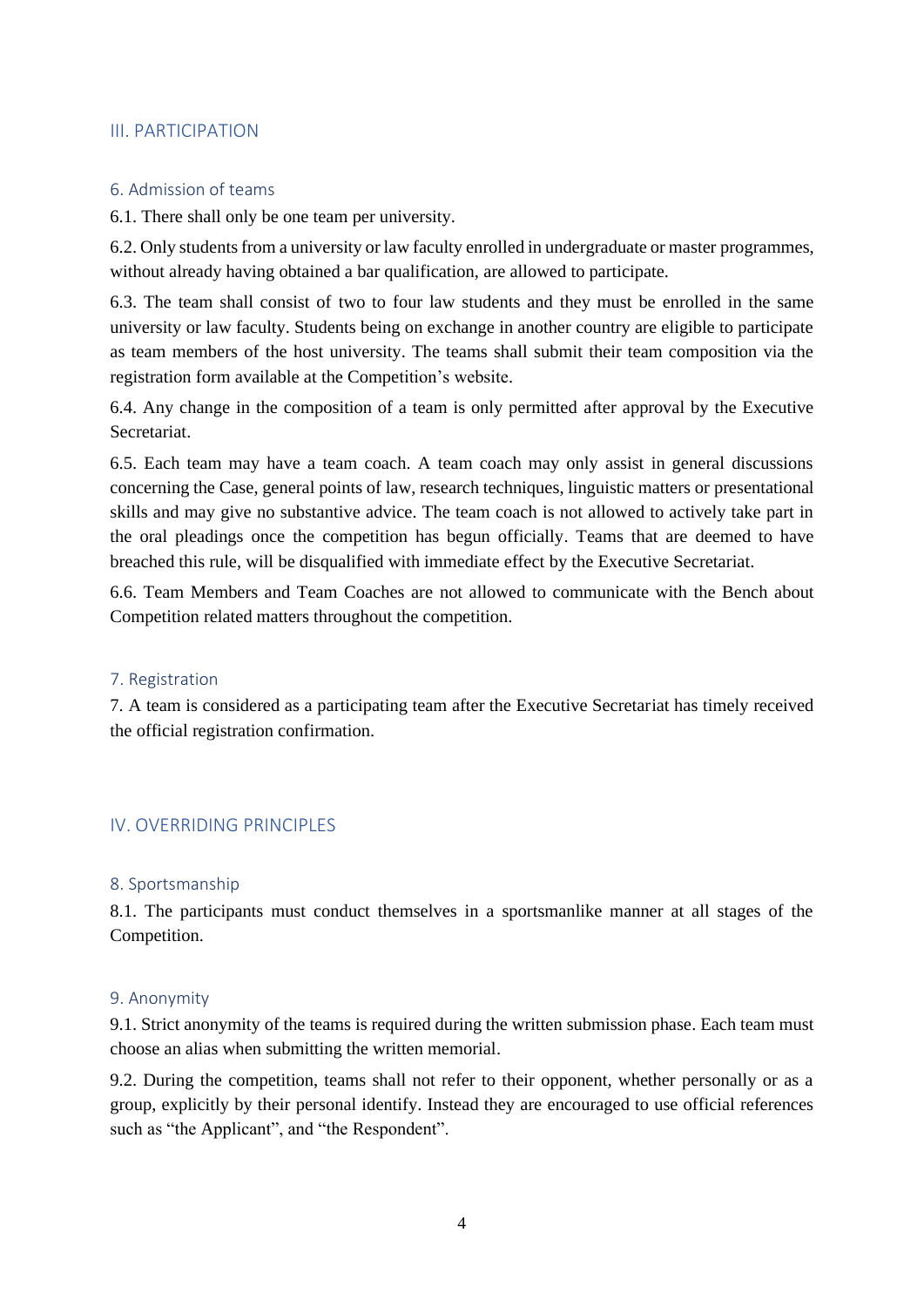## III. PARTICIPATION

### 6. Admission of teams

6.1. There shall only be one team per university.

6.2. Only students from a university or law faculty enrolled in undergraduate or master programmes, without already having obtained a bar qualification, are allowed to participate.

6.3. The team shall consist of two to four law students and they must be enrolled in the same university or law faculty. Students being on exchange in another country are eligible to participate as team members of the host university. The teams shall submit their team composition via the registration form available at the Competition's website.

6.4. Any change in the composition of a team is only permitted after approval by the Executive Secretariat.

6.5. Each team may have a team coach. A team coach may only assist in general discussions concerning the Case, general points of law, research techniques, linguistic matters or presentational skills and may give no substantive advice. The team coach is not allowed to actively take part in the oral pleadings once the competition has begun officially. Teams that are deemed to have breached this rule, will be disqualified with immediate effect by the Executive Secretariat.

6.6. Team Members and Team Coaches are not allowed to communicate with the Bench about Competition related matters throughout the competition.

### 7. Registration

7. A team is considered as a participating team after the Executive Secretariat has timely received the official registration confirmation.

## IV. OVERRIDING PRINCIPLES

### 8. Sportsmanship

8.1. The participants must conduct themselves in a sportsmanlike manner at all stages of the Competition.

### 9. Anonymity

9.1. Strict anonymity of the teams is required during the written submission phase. Each team must choose an alias when submitting the written memorial.

9.2. During the competition, teams shall not refer to their opponent, whether personally or as a group, explicitly by their personal identify. Instead they are encouraged to use official references such as "the Applicant", and "the Respondent".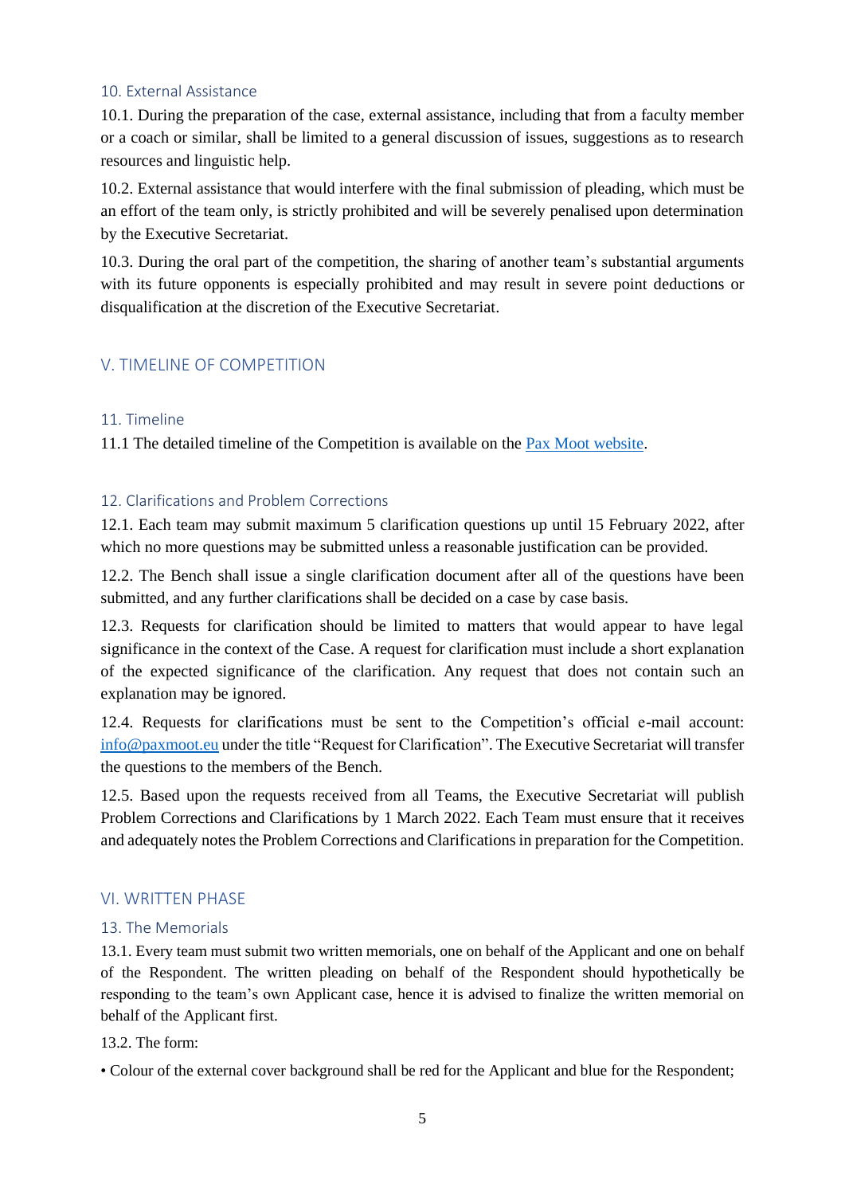### 10. External Assistance

10.1. During the preparation of the case, external assistance, including that from a faculty member or a coach or similar, shall be limited to a general discussion of issues, suggestions as to research resources and linguistic help.

10.2. External assistance that would interfere with the final submission of pleading, which must be an effort of the team only, is strictly prohibited and will be severely penalised upon determination by the Executive Secretariat.

10.3. During the oral part of the competition, the sharing of another team's substantial arguments with its future opponents is especially prohibited and may result in severe point deductions or disqualification at the discretion of the Executive Secretariat.

## V. TIMELINE OF COMPETITION

### 11. Timeline

11.1 The detailed timeline of the Competition is available on the [Pax Moot website](#).

### 12. Clarifications and Problem Corrections

12.1. Each team may submit maximum 5 clarification questions up until 15 February 2022, after which no more questions may be submitted unless a reasonable justification can be provided.

12.2. The Bench shall issue a single clarification document after all of the questions have been submitted, and any further clarifications shall be decided on a case by case basis.

12.3. Requests for clarification should be limited to matters that would appear to have legal significance in the context of the Case. A request for clarification must include a short explanation of the expected significance of the clarification. Any request that does not contain such an explanation may be ignored.

12.4. Requests for clarifications must be sent to the Competition's official e-mail account: info@paxmoot.eu under the title "Request for Clarification". The Executive Secretariat will transfer the questions to the members of the Bench.

12.5. Based upon the requests received from all Teams, the Executive Secretariat will publish Problem Corrections and Clarifications by 1 March 2022. Each Team must ensure that it receives and adequately notes the Problem Corrections and Clarifications in preparation for the Competition.

## VI. WRITTEN PHASE

### 13. The Memorials

13.1. Every team must submit two written memorials, one on behalf of the Applicant and one on behalf of the Respondent. The written pleading on behalf of the Respondent should hypothetically be responding to the team's own Applicant case, hence it is advised to finalize the written memorial on behalf of the Applicant first.

13.2. The form:

- Colour of the external cover background shall be red for the Applicant and blue for the Respondent;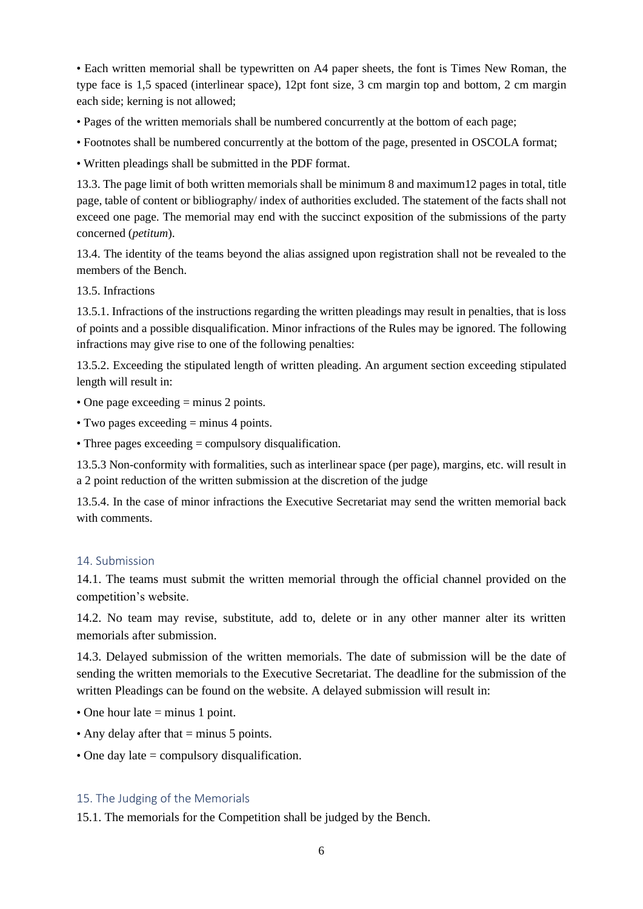- Each written memorial shall be typewritten on A4 paper sheets, the font is Times New Roman, the type face is 1,5 spaced (interlinear space), 12pt font size, 3 cm margin top and bottom, 2 cm margin each side; kerning is not allowed;
- Pages of the written memorials shall be numbered concurrently at the bottom of each page;
- Footnotes shall be numbered concurrently at the bottom of the page, presented in OSCOLA format;
- Written pleadings shall be submitted in the PDF format.

13.3. The page limit of both written memorials shall be minimum 8 and maximum12 pages in total, title page, table of content or bibliography/ index of authorities excluded. The statement of the facts shall not exceed one page. The memorial may end with the succinct exposition of the submissions of the party concerned (*petitum*).

13.4. The identity of the teams beyond the alias assigned upon registration shall not be revealed to the members of the Bench.

13.5. Infractions

13.5.1. Infractions of the instructions regarding the written pleadings may result in penalties, that is loss of points and a possible disqualification. Minor infractions of the Rules may be ignored. The following infractions may give rise to one of the following penalties:

13.5.2. Exceeding the stipulated length of written pleading. An argument section exceeding stipulated length will result in:

- One page exceeding = minus 2 points.
- Two pages exceeding = minus 4 points.
- Three pages exceeding = compulsory disqualification.

13.5.3 Non-conformity with formalities, such as interlinear space (per page), margins, etc. will result in a 2 point reduction of the written submission at the discretion of the judge

13.5.4. In the case of minor infractions the Executive Secretariat may send the written memorial back with comments.

## 14. Submission

14.1. The teams must submit the written memorial through the official channel provided on the competition's website.

14.2. No team may revise, substitute, add to, delete or in any other manner alter its written memorials after submission.

14.3. Delayed submission of the written memorials. The date of submission will be the date of sending the written memorials to the Executive Secretariat. The deadline for the submission of the written Pleadings can be found on the website. A delayed submission will result in:

- One hour late = minus 1 point.
- Any delay after that = minus 5 points.
- One day late = compulsory disqualification.

## 15. The Judging of the Memorials

15.1. The memorials for the Competition shall be judged by the Bench.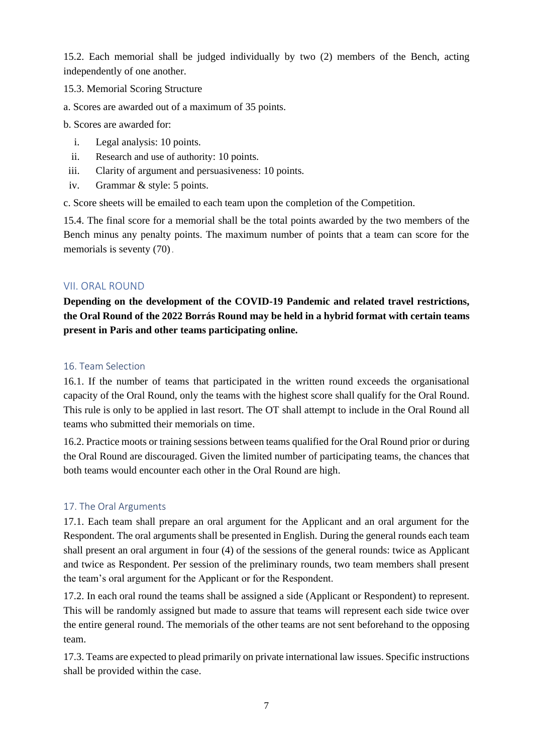15.2. Each memorial shall be judged individually by two (2) members of the Bench, acting independently of one another.

15.3. Memorial Scoring Structure

a. Scores are awarded out of a maximum of 35 points.

b. Scores are awarded for:

i. Legal analysis: 10 points.
ii. Research and use of authority: 10 points.
iii. Clarity of argument and persuasiveness: 10 points.
iv. Grammar & style: 5 points.

c. Score sheets will be emailed to each team upon the completion of the Competition.

15.4. The final score for a memorial shall be the total points awarded by the two members of the Bench minus any penalty points. The maximum number of points that a team can score for the memorials is seventy (70).

## VII. ORAL ROUND

**Depending on the development of the COVID-19 Pandemic and related travel restrictions, the Oral Round of the 2022 Borrás Round may be held in a hybrid format with certain teams present in Paris and other teams participating online.**

### 16. Team Selection

16.1. If the number of teams that participated in the written round exceeds the organisational capacity of the Oral Round, only the teams with the highest score shall qualify for the Oral Round. This rule is only to be applied in last resort. The OT shall attempt to include in the Oral Round all teams who submitted their memorials on time.

16.2. Practice moots or training sessions between teams qualified for the Oral Round prior or during the Oral Round are discouraged. Given the limited number of participating teams, the chances that both teams would encounter each other in the Oral Round are high.

### 17. The Oral Arguments

17.1. Each team shall prepare an oral argument for the Applicant and an oral argument for the Respondent. The oral arguments shall be presented in English. During the general rounds each team shall present an oral argument in four (4) of the sessions of the general rounds: twice as Applicant and twice as Respondent. Per session of the preliminary rounds, two team members shall present the team's oral argument for the Applicant or for the Respondent.

17.2. In each oral round the teams shall be assigned a side (Applicant or Respondent) to represent. This will be randomly assigned but made to assure that teams will represent each side twice over the entire general round. The memorials of the other teams are not sent beforehand to the opposing team.

17.3. Teams are expected to plead primarily on private international law issues. Specific instructions shall be provided within the case.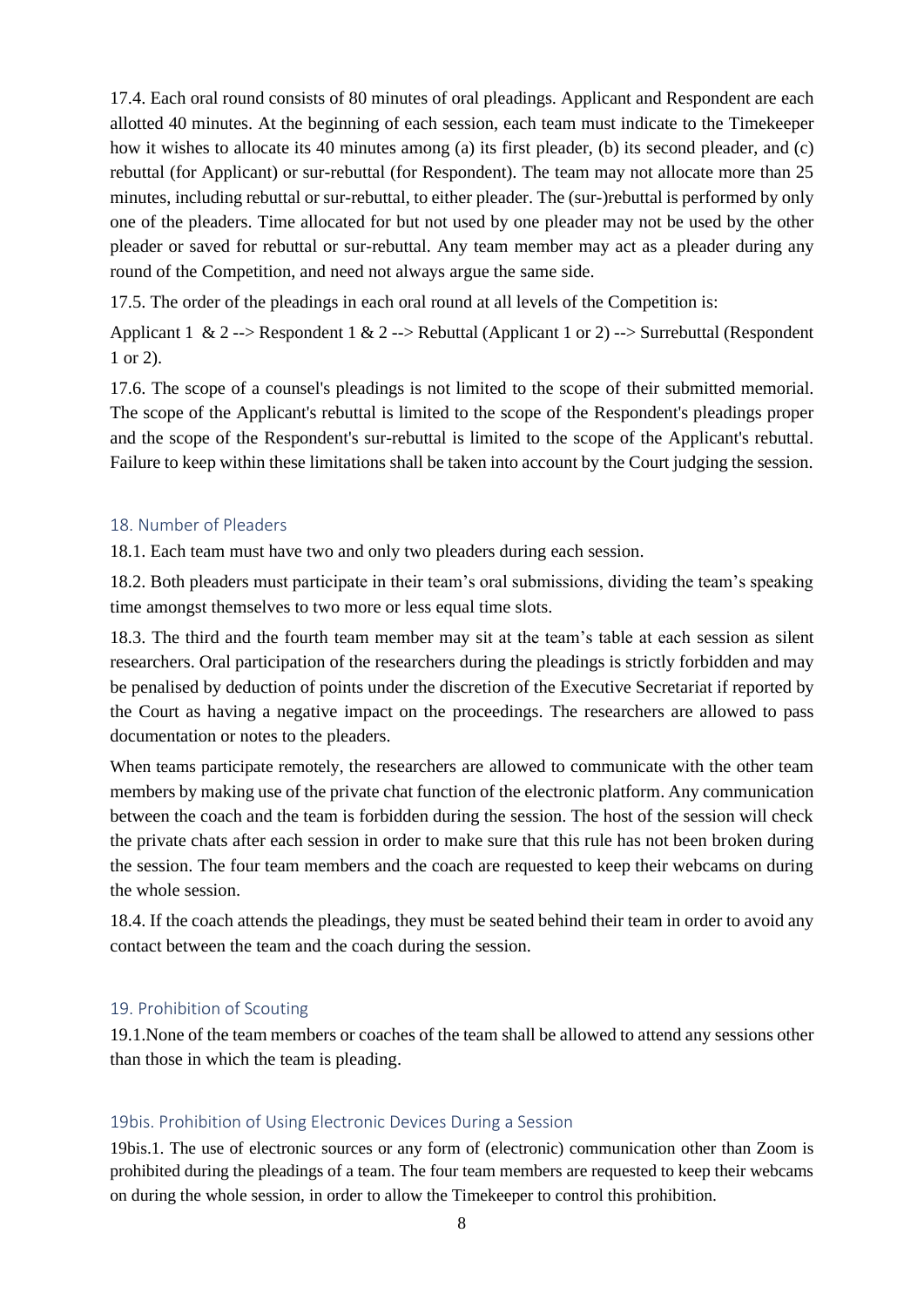17.4. Each oral round consists of 80 minutes of oral pleadings. Applicant and Respondent are each allotted 40 minutes. At the beginning of each session, each team must indicate to the Timekeeper how it wishes to allocate its 40 minutes among (a) its first pleader, (b) its second pleader, and (c) rebuttal (for Applicant) or sur-rebuttal (for Respondent). The team may not allocate more than 25 minutes, including rebuttal or sur-rebuttal, to either pleader. The (sur-)rebuttal is performed by only one of the pleaders. Time allocated for but not used by one pleader may not be used by the other pleader or saved for rebuttal or sur-rebuttal. Any team member may act as a pleader during any round of the Competition, and need not always argue the same side.

17.5. The order of the pleadings in each oral round at all levels of the Competition is:

Applicant 1 & 2 --> Respondent 1 & 2 --> Rebuttal (Applicant 1 or 2) --> Surrebuttal (Respondent 1 or 2).

17.6. The scope of a counsel's pleadings is not limited to the scope of their submitted memorial. The scope of the Applicant's rebuttal is limited to the scope of the Respondent's pleadings proper and the scope of the Respondent's sur-rebuttal is limited to the scope of the Applicant's rebuttal. Failure to keep within these limitations shall be taken into account by the Court judging the session.

## 18. Number of Pleaders

18.1. Each team must have two and only two pleaders during each session.

18.2. Both pleaders must participate in their team's oral submissions, dividing the team's speaking time amongst themselves to two more or less equal time slots.

18.3. The third and the fourth team member may sit at the team's table at each session as silent researchers. Oral participation of the researchers during the pleadings is strictly forbidden and may be penalised by deduction of points under the discretion of the Executive Secretariat if reported by the Court as having a negative impact on the proceedings. The researchers are allowed to pass documentation or notes to the pleaders.

When teams participate remotely, the researchers are allowed to communicate with the other team members by making use of the private chat function of the electronic platform. Any communication between the coach and the team is forbidden during the session. The host of the session will check the private chats after each session in order to make sure that this rule has not been broken during the session. The four team members and the coach are requested to keep their webcams on during the whole session.

18.4. If the coach attends the pleadings, they must be seated behind their team in order to avoid any contact between the team and the coach during the session.

## 19. Prohibition of Scouting

19.1.None of the team members or coaches of the team shall be allowed to attend any sessions other than those in which the team is pleading.

## 19bis. Prohibition of Using Electronic Devices During a Session

19bis.1. The use of electronic sources or any form of (electronic) communication other than Zoom is prohibited during the pleadings of a team. The four team members are requested to keep their webcams on during the whole session, in order to allow the Timekeeper to control this prohibition.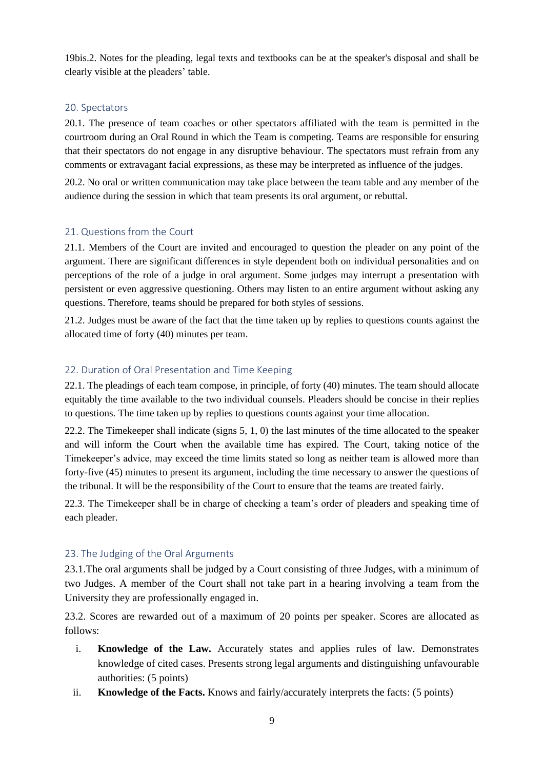19bis.2. Notes for the pleading, legal texts and textbooks can be at the speaker's disposal and shall be clearly visible at the pleaders' table.

## 20. Spectators

20.1. The presence of team coaches or other spectators affiliated with the team is permitted in the courtroom during an Oral Round in which the Team is competing. Teams are responsible for ensuring that their spectators do not engage in any disruptive behaviour. The spectators must refrain from any comments or extravagant facial expressions, as these may be interpreted as influence of the judges.

20.2. No oral or written communication may take place between the team table and any member of the audience during the session in which that team presents its oral argument, or rebuttal.

## 21. Questions from the Court

21.1. Members of the Court are invited and encouraged to question the pleader on any point of the argument. There are significant differences in style dependent both on individual personalities and on perceptions of the role of a judge in oral argument. Some judges may interrupt a presentation with persistent or even aggressive questioning. Others may listen to an entire argument without asking any questions. Therefore, teams should be prepared for both styles of sessions.

21.2. Judges must be aware of the fact that the time taken up by replies to questions counts against the allocated time of forty (40) minutes per team.

## 22. Duration of Oral Presentation and Time Keeping

22.1. The pleadings of each team compose, in principle, of forty (40) minutes. The team should allocate equitably the time available to the two individual counsels. Pleaders should be concise in their replies to questions. The time taken up by replies to questions counts against your time allocation.

22.2. The Timekeeper shall indicate (signs 5, 1, 0) the last minutes of the time allocated to the speaker and will inform the Court when the available time has expired. The Court, taking notice of the Timekeeper's advice, may exceed the time limits stated so long as neither team is allowed more than forty-five (45) minutes to present its argument, including the time necessary to answer the questions of the tribunal. It will be the responsibility of the Court to ensure that the teams are treated fairly.

22.3. The Timekeeper shall be in charge of checking a team's order of pleaders and speaking time of each pleader.

## 23. The Judging of the Oral Arguments

23.1.The oral arguments shall be judged by a Court consisting of three Judges, with a minimum of two Judges. A member of the Court shall not take part in a hearing involving a team from the University they are professionally engaged in.

23.2. Scores are rewarded out of a maximum of 20 points per speaker. Scores are allocated as follows:

i. **Knowledge of the Law.** Accurately states and applies rules of law. Demonstrates knowledge of cited cases. Presents strong legal arguments and distinguishing unfavourable authorities: (5 points)

ii. **Knowledge of the Facts.** Knows and fairly/accurately interprets the facts: (5 points)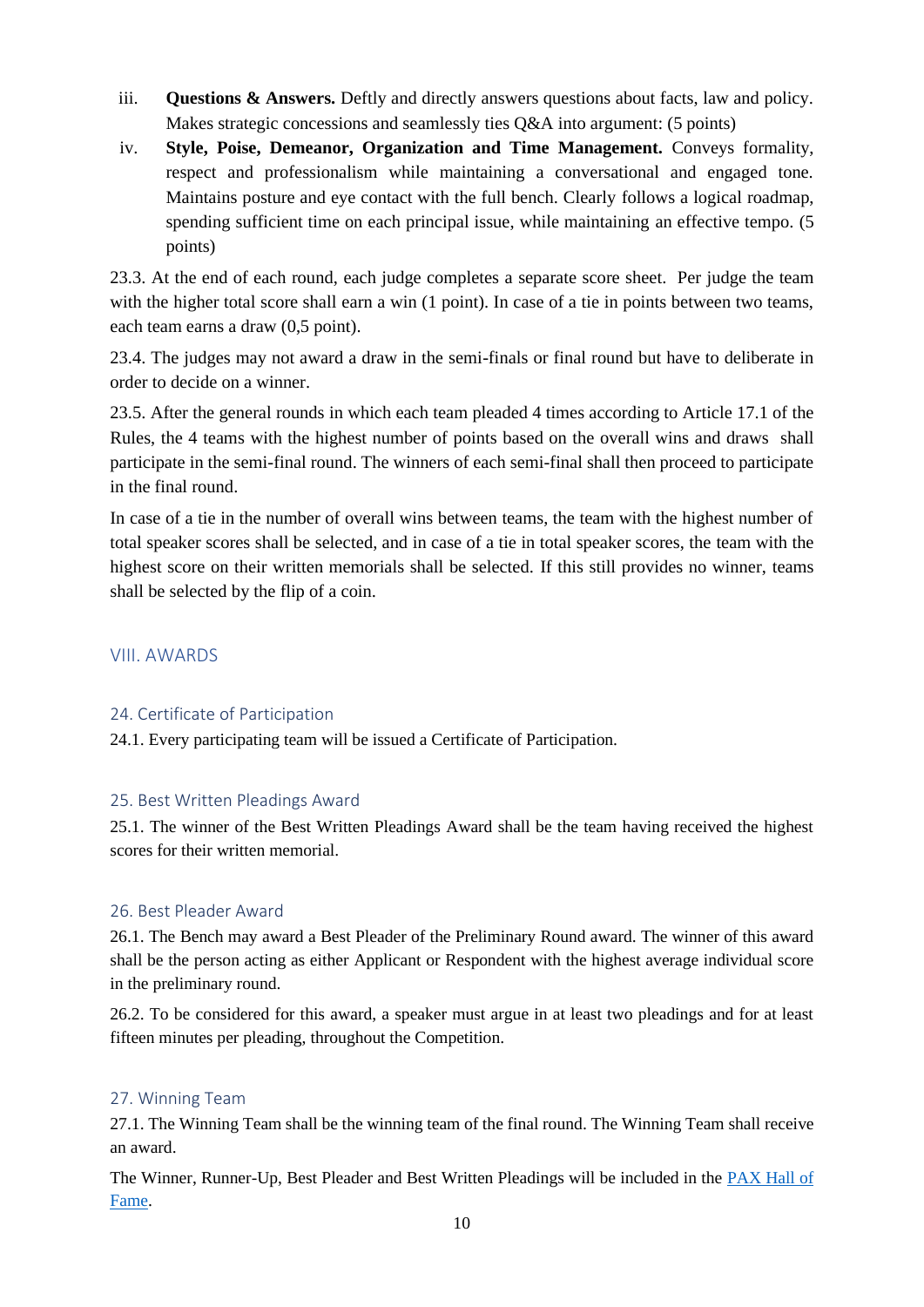iii. **Questions & Answers.** Deftly and directly answers questions about facts, law and policy. Makes strategic concessions and seamlessly ties Q&A into argument: (5 points)

iv. **Style, Poise, Demeanor, Organization and Time Management.** Conveys formality, respect and professionalism while maintaining a conversational and engaged tone. Maintains posture and eye contact with the full bench. Clearly follows a logical roadmap, spending sufficient time on each principal issue, while maintaining an effective tempo. (5 points)

23.3. At the end of each round, each judge completes a separate score sheet. Per judge the team with the higher total score shall earn a win (1 point). In case of a tie in points between two teams, each team earns a draw (0,5 point).

23.4. The judges may not award a draw in the semi-finals or final round but have to deliberate in order to decide on a winner.

23.5. After the general rounds in which each team pleaded 4 times according to Article 17.1 of the Rules, the 4 teams with the highest number of points based on the overall wins and draws shall participate in the semi-final round. The winners of each semi-final shall then proceed to participate in the final round.

In case of a tie in the number of overall wins between teams, the team with the highest number of total speaker scores shall be selected, and in case of a tie in total speaker scores, the team with the highest score on their written memorials shall be selected. If this still provides no winner, teams shall be selected by the flip of a coin.

## VIII. AWARDS

### 24. Certificate of Participation

24.1. Every participating team will be issued a Certificate of Participation.

### 25. Best Written Pleadings Award

25.1. The winner of the Best Written Pleadings Award shall be the team having received the highest scores for their written memorial.

### 26. Best Pleader Award

26.1. The Bench may award a Best Pleader of the Preliminary Round award. The winner of this award shall be the person acting as either Applicant or Respondent with the highest average individual score in the preliminary round.

26.2. To be considered for this award, a speaker must argue in at least two pleadings and for at least fifteen minutes per pleading, throughout the Competition.

### 27. Winning Team

27.1. The Winning Team shall be the winning team of the final round. The Winning Team shall receive an award.

The Winner, Runner-Up, Best Pleader and Best Written Pleadings will be included in the PAX Hall of Fame.